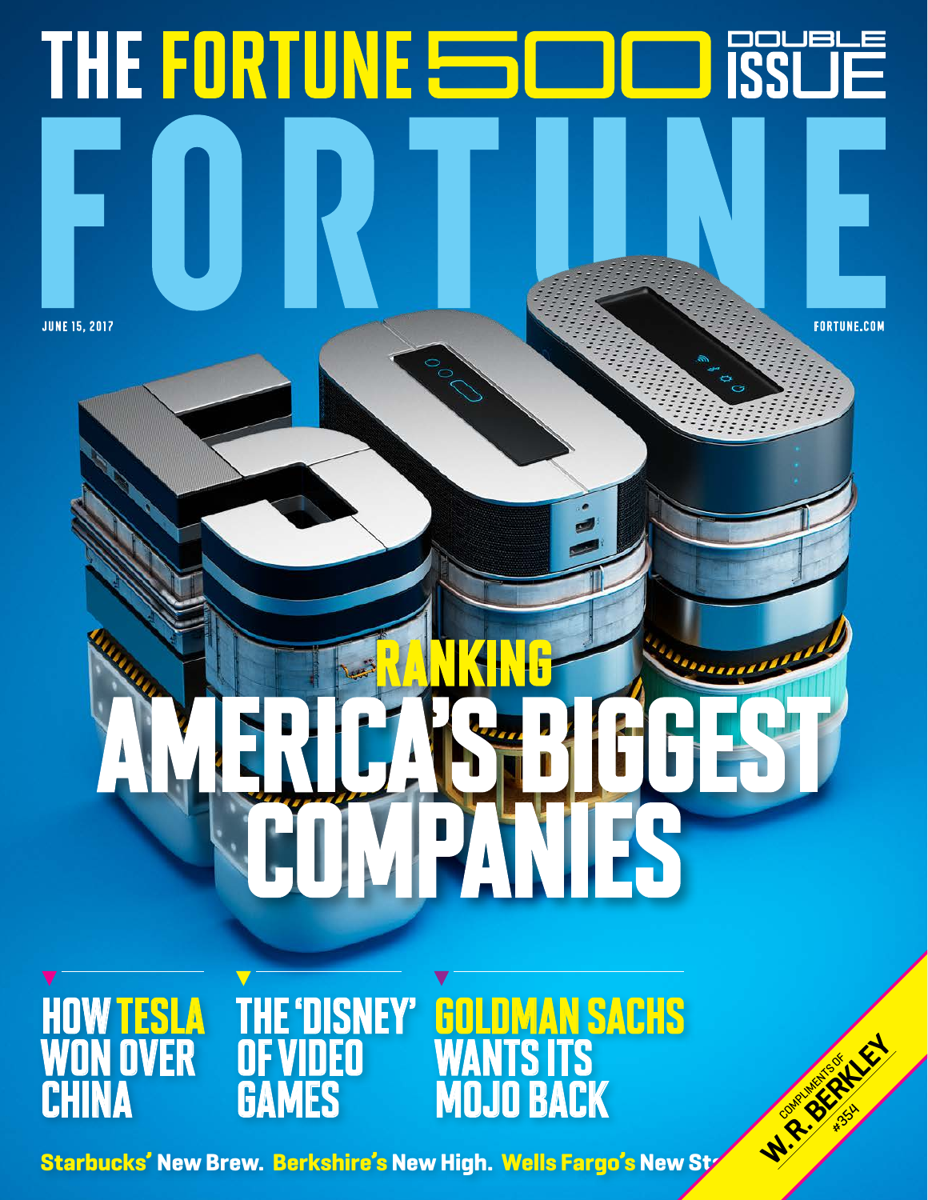# THE FORTUNE 500 DOUBLE ISSUE

# FORTUNE

JUNE 15, 2017

FORTUNE.COM

## RANKING AMERICA'S BIGGEST COMPANIES

**HOW TESLA WON OVER CHINA**

**THE 'DISNEY' OF VIDEO GAMES**

**GOLDMAN SACHS WANTS ITS MOJO BACK**

**Starbucks'** New Brew. **Berkshire's** New High. **Wells Fargo's** New St

COMPLIMENTS OF W.R. BERKLEY #354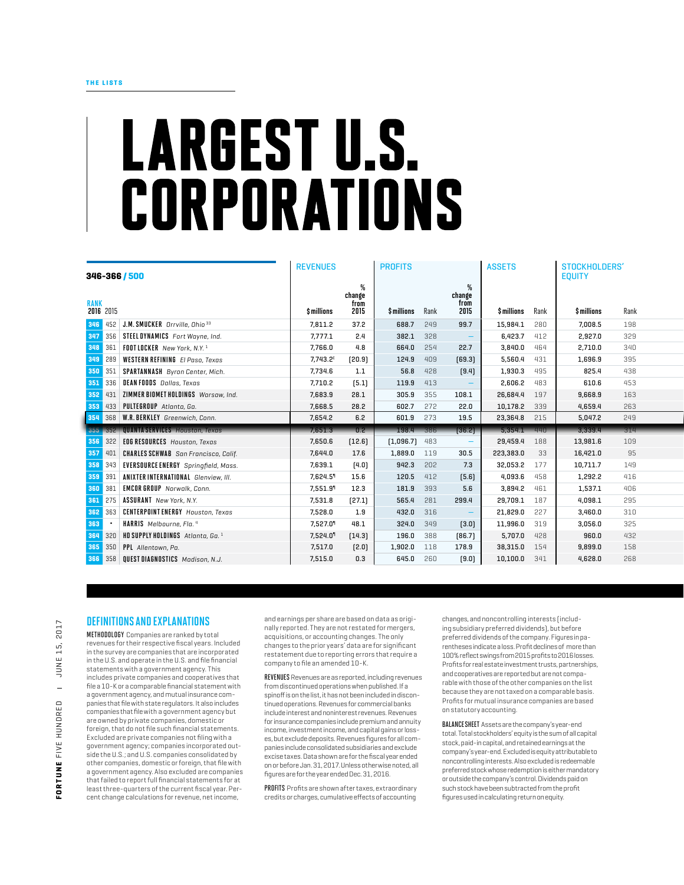THE LISTS

# LARGEST U.S. CORPORATIONS

## 346-366 / 500

| RANK 2016 | RANK 2015 | Company | REVENUES $ millions | REVENUES % change from 2015 | PROFITS $ millions | PROFITS Rank | PROFITS % change from 2015 | ASSETS $ millions | ASSETS Rank | STOCKHOLDERS' EQUITY $ millions | STOCKHOLDERS' EQUITY Rank |
|---|---|---|---|---|---|---|---|---|---|---|---|
| 346 | 452 | **J.M. SMUCKER** *Orrville, Ohio* [33] | 7,811.2 | 37.2 | 688.7 | 249 | 99.7 | 15,984.1 | 280 | 7,008.5 | 198 |
| 347 | 356 | **STEEL DYNAMICS** *Fort Wayne, Ind.* | 7,777.1 | 2.4 | 382.1 | 328 | — | 6,423.7 | 412 | 2,927.0 | 329 |
| 348 | 361 | **FOOT LOCKER** *New York, N.Y.* [1] | 7,766.0 | 4.8 | 664.0 | 254 | 22.7 | 3,840.0 | 464 | 2,710.0 | 340 |
| 349 | 289 | **WESTERN REFINING** *El Paso, Texas* | 7,743.2[E] | (20.9) | 124.9 | 409 | (69.3) | 5,560.4 | 431 | 1,696.9 | 395 |
| 350 | 351 | **SPARTANNASH** *Byron Center, Mich.* | 7,734.6 | 1.1 | 56.8 | 428 | (9.4) | 1,930.3 | 495 | 825.4 | 438 |
| 351 | 336 | **DEAN FOODS** *Dallas, Texas* | 7,710.2 | (5.1) | 119.9 | 413 | — | 2,606.2 | 483 | 610.6 | 453 |
| 352 | 431 | **ZIMMER BIOMET HOLDINGS** *Warsaw, Ind.* | 7,683.9 | 28.1 | 305.9 | 355 | 108.1 | 26,684.4 | 197 | 9,668.9 | 163 |
| 353 | 433 | **PULTEGROUP** *Atlanta, Ga.* | 7,668.5 | 28.2 | 602.7 | 272 | 22.0 | 10,178.2 | 339 | 4,659.4 | 263 |
| 354 | 368 | **W.R. BERKLEY** *Greenwich, Conn.* | 7,654.2 | 6.2 | 601.9 | 273 | 19.5 | 23,364.8 | 215 | 5,047.2 | 249 |
| 355 | 352 | **QUANTA SERVICES** *Houston, Texas* | 7,651.3 | 0.2 | 198.4 | 386 | (36.2) | 5,354.1 | 440 | 3,339.4 | 314 |
| 356 | 322 | **EOG RESOURCES** *Houston, Texas* | 7,650.6 | (12.6) | (1,096.7) | 483 | — | 29,459.4 | 188 | 13,981.6 | 109 |
| 357 | 401 | **CHARLES SCHWAB** *San Francisco, Calif.* | 7,644.0 | 17.6 | 1,889.0 | 119 | 30.5 | 223,383.0 | 33 | 16,421.0 | 95 |
| 358 | 343 | **EVERSOURCE ENERGY** *Springfield, Mass.* | 7,639.1 | (4.0) | 942.3 | 202 | 7.3 | 32,053.2 | 177 | 10,711.7 | 149 |
| 359 | 391 | **ANIXTER INTERNATIONAL** *Glenview, Ill.* | 7,624.5[¶] | 15.6 | 120.5 | 412 | (5.6) | 4,093.6 | 458 | 1,292.2 | 416 |
| 360 | 381 | **EMCOR GROUP** *Norwalk, Conn.* | 7,551.9[¶] | 12.3 | 181.9 | 393 | 5.6 | 3,894.2 | 461 | 1,537.1 | 406 |
| 361 | 275 | **ASSURANT** *New York, N.Y.* | 7,531.8 | (27.1) | 565.4 | 281 | 299.4 | 29,709.1 | 187 | 4,098.1 | 295 |
| 362 | 363 | **CENTERPOINT ENERGY** *Houston, Texas* | 7,528.0 | 1.9 | 432.0 | 316 | — | 21,829.0 | 227 | 3,460.0 | 310 |
| 363 | • | **HARRIS** *Melbourne, Fla.* [4] | 7,527.0[¶] | 48.1 | 324.0 | 349 | (3.0) | 11,996.0 | 319 | 3,056.0 | 325 |
| 364 | 320 | **HD SUPPLY HOLDINGS** *Atlanta, Ga.* [1] | 7,524.0[¶] | (14.3) | 196.0 | 388 | (86.7) | 5,707.0 | 428 | 960.0 | 432 |
| 365 | 350 | **PPL** *Allentown, Pa.* | 7,517.0 | (2.0) | 1,902.0 | 118 | 178.9 | 38,315.0 | 154 | 9,899.0 | 158 |
| 366 | 358 | **QUEST DIAGNOSTICS** *Madison, N.J.* | 7,515.0 | 0.3 | 645.0 | 260 | (9.0) | 10,100.0 | 341 | 4,628.0 | 268 |

## DEFINITIONS AND EXPLANATIONS

**METHODOLOGY** Companies are ranked by total revenues for their respective fiscal years. Included in the survey are companies that are incorporated in the U.S. and operate in the U.S. and file financial statements with a government agency. This includes private companies and cooperatives that file a 10-K or a comparable financial statement with a government agency, and mutual insurance companies that file with state regulators. It also includes companies that file with a government agency but are owned by private companies, domestic or foreign, that do not file such financial statements. Excluded are private companies not filing with a government agency; companies incorporated outside the U.S.; and U.S. companies consolidated by other companies, domestic or foreign, that file with a government agency. Also excluded are companies that failed to report full financial statements for at least three-quarters of the current fiscal year. Percent change calculations for revenue, net income, and earnings per share are based on data as originally reported. They are not restated for mergers, acquisitions, or accounting changes. The only changes to the prior years' data are for significant restatement due to reporting errors that require a company to file an amended 10-K.

**REVENUES** Revenues are as reported, including revenues from discontinued operations when published. If a spinoff is on the list, it has not been included in discontinued operations. Revenues for commercial banks include interest and noninterest revenues. Revenues for insurance companies include premium and annuity income, investment income, and capital gains or losses, but exclude deposits. Revenues figures for all companies include consolidated subsidiaries and exclude excise taxes. Data shown are for the fiscal year ended on or before Jan. 31, 2017. Unless otherwise noted, all figures are for the year ended Dec. 31, 2016.

**PROFITS** Profits are shown after taxes, extraordinary credits or charges, cumulative effects of accounting changes, and noncontrolling interests (including subsidiary preferred dividends), but before preferred dividends of the company. Figures in parentheses indicate a loss. Profit declines of more than 100% reflect swings from 2015 profits to 2016 losses. Profits for real estate investment trusts, partnerships, and cooperatives are reported but are not comparable with those of the other companies on the list because they are not taxed on a comparable basis. Profits for mutual insurance companies are based on statutory accounting.

**BALANCE SHEET** Assets are the company's year-end total. Total stockholders' equity is the sum of all capital stock, paid-in capital, and retained earnings at the company's year-end. Excluded is equity attributable to noncontrolling interests. Also excluded is redeemable preferred stock whose redemption is either mandatory or outside the company's control. Dividends paid on such stock have been subtracted from the profit figures used in calculating return on equity.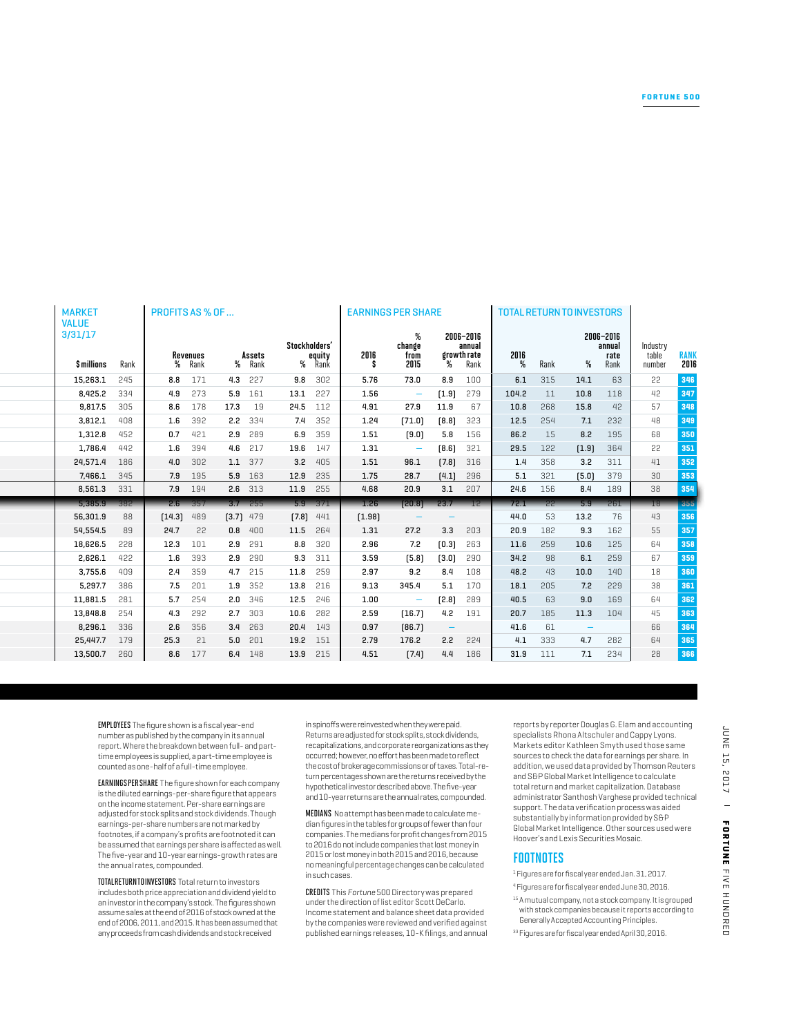| MARKET VALUE 3/31/17 | | PROFITS AS % OF ... | | | | | | EARNINGS PER SHARE | | | | TOTAL RETURN TO INVESTORS | | | | | |
|---|---|---|---|---|---|---|---|---|---|---|---|---|---|---|---|---|---|
| | | Revenues | | Assets | | Stockholders' equity | | 2016 | % change from 2015 | 2006–2016 annual growth rate | | 2016 | | 2006–2016 annual rate | | Industry table number | RANK 2016 |
| $ millions | Rank | % | Rank | % | Rank | % | Rank | $ | | % | Rank | % | Rank | % | Rank | | |
| 15,263.1 | 245 | 8.8 | 171 | 4.3 | 227 | 9.8 | 302 | 5.76 | 73.0 | 8.9 | 100 | 6.1 | 315 | 14.1 | 63 | 22 | 346 |
| 8,425.2 | 334 | 4.9 | 273 | 5.9 | 161 | 13.1 | 227 | 1.56 | — | (1.9) | 279 | 104.2 | 11 | 10.8 | 118 | 42 | 347 |
| 9,817.5 | 305 | 8.6 | 178 | 17.3 | 19 | 24.5 | 112 | 4.91 | 27.9 | 11.9 | 67 | 10.8 | 268 | 15.8 | 42 | 57 | 348 |
| 3,812.1 | 408 | 1.6 | 392 | 2.2 | 334 | 7.4 | 352 | 1.24 | (71.0) | (8.8) | 323 | 12.5 | 254 | 7.1 | 232 | 48 | 349 |
| 1,312.8 | 452 | 0.7 | 421 | 2.9 | 289 | 6.9 | 359 | 1.51 | (9.0) | 5.8 | 156 | 86.2 | 15 | 8.2 | 195 | 68 | 350 |
| 1,786.4 | 442 | 1.6 | 394 | 4.6 | 217 | 19.6 | 147 | 1.31 | — | (8.6) | 321 | 29.5 | 122 | (1.9) | 364 | 22 | 351 |
| 24,571.4 | 186 | 4.0 | 302 | 1.1 | 377 | 3.2 | 405 | 1.51 | 96.1 | (7.8) | 316 | 1.4 | 358 | 3.2 | 311 | 41 | 352 |
| 7,466.1 | 345 | 7.9 | 195 | 5.9 | 163 | 12.9 | 235 | 1.75 | 28.7 | (4.1) | 296 | 5.1 | 321 | (5.0) | 379 | 30 | 353 |
| 8,561.3 | 331 | 7.9 | 194 | 2.6 | 313 | 11.9 | 255 | 4.68 | 20.9 | 3.1 | 207 | 24.6 | 156 | 8.4 | 189 | 38 | 354 |
| 5,385.9 | 382 | 2.6 | 357 | 3.7 | 255 | 5.9 | 371 | 1.26 | (20.8) | 23.7 | 12 | 72.1 | 22 | 5.9 | 261 | 18 | 355 |
| 56,301.9 | 88 | (14.3) | 489 | (3.7) | 479 | (7.8) | 441 | (1.98) | — | — | | 44.0 | 53 | 13.2 | 76 | 43 | 356 |
| 54,554.5 | 89 | 24.7 | 22 | 0.8 | 400 | 11.5 | 264 | 1.31 | 27.2 | 3.3 | 203 | 20.9 | 182 | 9.3 | 162 | 55 | 357 |
| 18,626.5 | 228 | 12.3 | 101 | 2.9 | 291 | 8.8 | 320 | 2.96 | 7.2 | (0.3) | 263 | 11.6 | 259 | 10.6 | 125 | 64 | 358 |
| 2,626.1 | 422 | 1.6 | 393 | 2.9 | 290 | 9.3 | 311 | 3.59 | (5.8) | (3.0) | 290 | 34.2 | 98 | 6.1 | 259 | 67 | 359 |
| 3,755.6 | 409 | 2.4 | 359 | 4.7 | 215 | 11.8 | 259 | 2.97 | 9.2 | 8.4 | 108 | 48.2 | 43 | 10.0 | 140 | 18 | 360 |
| 5,297.7 | 386 | 7.5 | 201 | 1.9 | 352 | 13.8 | 216 | 9.13 | 345.4 | 5.1 | 170 | 18.1 | 205 | 7.2 | 229 | 38 | 361 |
| 11,881.5 | 281 | 5.7 | 254 | 2.0 | 346 | 12.5 | 246 | 1.00 | — | (2.8) | 289 | 40.5 | 63 | 9.0 | 169 | 64 | 362 |
| 13,848.8 | 254 | 4.3 | 292 | 2.7 | 303 | 10.6 | 282 | 2.59 | (16.7) | 4.2 | 191 | 20.7 | 185 | 11.3 | 104 | 45 | 363 |
| 8,296.1 | 336 | 2.6 | 356 | 3.4 | 263 | 20.4 | 143 | 0.97 | (86.7) | — | | 41.6 | 61 | — | | 66 | 364 |
| 25,447.7 | 179 | 25.3 | 21 | 5.0 | 201 | 19.2 | 151 | 2.79 | 176.2 | 2.2 | 224 | 4.1 | 333 | 4.7 | 282 | 64 | 365 |
| 13,500.7 | 260 | 8.6 | 177 | 6.4 | 148 | 13.9 | 215 | 4.51 | (7.4) | 4.4 | 186 | 31.9 | 111 | 7.1 | 234 | 28 | 366 |

**EMPLOYEES** The figure shown is a fiscal year-end number as published by the company in its annual report. Where the breakdown between full- and part-time employees is supplied, a part-time employee is counted as one-half of a full-time employee.

**EARNINGS PER SHARE** The figure shown for each company is the diluted earnings-per-share figure that appears on the income statement. Per-share earnings are adjusted for stock splits and stock dividends. Though earnings-per-share numbers are not marked by footnotes, if a company's profits are footnoted it can be assumed that earnings per share is affected as well. The five-year and 10-year earnings-growth rates are the annual rates, compounded.

**TOTAL RETURN TO INVESTORS** Total return to investors includes both price appreciation and dividend yield to an investor in the company's stock. The figures shown assume sales at the end of 2016 of stock owned at the end of 2006, 2011, and 2015. It has been assumed that any proceeds from cash dividends and stock received in spinoffs were reinvested when they were paid. Returns are adjusted for stock splits, stock dividends, recapitalizations, and corporate reorganizations as they occurred; however, no effort has been made to reflect the cost of brokerage commissions or of taxes. Total-return percentages shown are the returns received by the hypothetical investor described above. The five-year and 10-year returns are the annual rates, compounded.

**MEDIANS** No attempt has been made to calculate median figures in the tables for groups of fewer than four companies. The medians for profit changes from 2015 to 2016 do not include companies that lost money in 2015 or lost money in both 2015 and 2016, because no meaningful percentage changes can be calculated in such cases.

**CREDITS** This *Fortune* 500 Directory was prepared under the direction of list editor Scott DeCarlo. Income statement and balance sheet data provided by the companies were reviewed and verified against published earnings releases, 10-K filings, and annual reports by reporter Douglas G. Elam and accounting specialists Rhona Altschuler and Cappy Lyons. Markets editor Kathleen Smyth used those same sources to check the data for earnings per share. In addition, we used data provided by Thomson Reuters and S&P Global Market Intelligence to calculate total return and market capitalization. Database administrator Santhosh Varghese provided technical support. The data verification process was aided substantially by information provided by S&P Global Market Intelligence. Other sources used were Hoover's and Lexis Securities Mosaic.

## FOOTNOTES

[1] Figures are for fiscal year ended Jan. 31, 2017.

[4] Figures are for fiscal year ended June 30, 2016.

[15] A mutual company, not a stock company. It is grouped with stock companies because it reports according to Generally Accepted Accounting Principles.

[33] Figures are for fiscal year ended April 30, 2016.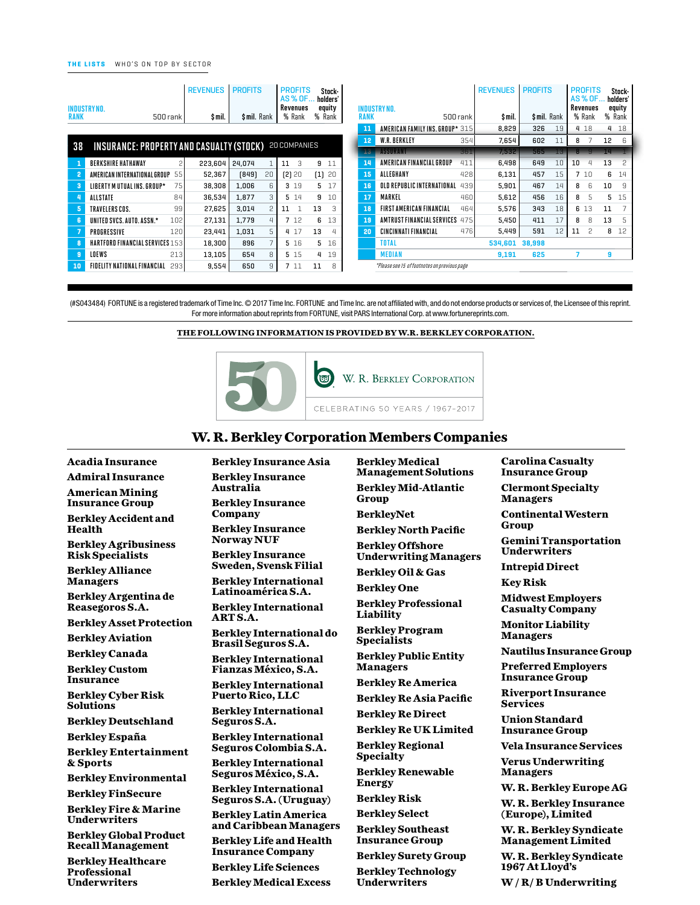THE LISTS WHO'S ON TOP BY SECTOR

## 38 INSURANCE: PROPERTY AND CASUALTY (STOCK) 20 COMPANIES

| INDUSTRY NO. RANK | | 500 rank | REVENUES $ mil. | PROFITS $ mil. | Rank | PROFITS AS % OF... Revenues % | Rank | Stockholders' equity % | Rank |
|---|---|---|---|---|---|---|---|---|---|
| 1 | BERKSHIRE HATHAWAY | 2 | 223,604 | 24,074 | 1 | 11 | 3 | 9 | 11 |
| 2 | AMERICAN INTERNATIONAL GROUP | 55 | 52,367 | (849) | 20 | (2) | 20 | (1) | 20 |
| 3 | LIBERTY MUTUAL INS. GROUP* | 75 | 38,308 | 1,006 | 6 | 3 | 19 | 5 | 17 |
| 4 | ALLSTATE | 84 | 36,534 | 1,877 | 3 | 5 | 14 | 9 | 10 |
| 5 | TRAVELERS COS. | 99 | 27,625 | 3,014 | 2 | 11 | 1 | 13 | 3 |
| 6 | UNITED SVCS. AUTO. ASSN.* | 102 | 27,131 | 1,779 | 4 | 7 | 12 | 6 | 13 |
| 7 | PROGRESSIVE | 120 | 23,441 | 1,031 | 5 | 4 | 17 | 13 | 4 |
| 8 | HARTFORD FINANCIAL SERVICES | 153 | 18,300 | 896 | 7 | 5 | 16 | 5 | 16 |
| 9 | LOEWS | 213 | 13,105 | 654 | 8 | 5 | 15 | 4 | 19 |
| 10 | FIDELITY NATIONAL FINANCIAL | 293 | 9,554 | 650 | 9 | 7 | 11 | 11 | 8 |
| 11 | AMERICAN FAMILY INS. GROUP* | 315 | 8,829 | 326 | 19 | 4 | 18 | 4 | 18 |
| 12 | W.R. BERKLEY | 354 | 7,654 | 602 | 11 | 8 | 7 | 12 | 6 |
| 13 | ASSURANT | 361 | 7,532 | 565 | 13 | 8 | 9 | 14 | 1 |
| 14 | AMERICAN FINANCIAL GROUP | 411 | 6,498 | 649 | 10 | 10 | 4 | 13 | 2 |
| 15 | ALLEGHANY | 428 | 6,131 | 457 | 15 | 7 | 10 | 6 | 14 |
| 16 | OLD REPUBLIC INTERNATIONAL | 439 | 5,901 | 467 | 14 | 8 | 6 | 10 | 9 |
| 17 | MARKEL | 460 | 5,612 | 456 | 16 | 8 | 5 | 5 | 15 |
| 18 | FIRST AMERICAN FINANCIAL | 464 | 5,576 | 343 | 18 | 6 | 13 | 11 | 7 |
| 19 | AMTRUST FINANCIAL SERVICES | 475 | 5,450 | 411 | 17 | 8 | 8 | 13 | 5 |
| 20 | CINCINNATI FINANCIAL | 476 | 5,449 | 591 | 12 | 11 | 2 | 8 | 12 |
| | TOTAL | | 534,601 | 38,998 | | | | | |
| | MEDIAN | | 9,191 | 625 | | 7 | | 9 | |

*Please see 15 of footnotes on previous page

(#S043484) FORTUNE is a registered trademark of Time Inc. © 2017 Time Inc. FORTUNE and Time Inc. are not affiliated with, and do not endorse products or services of, the Licensee of this reprint. For more information about reprints from FORTUNE, visit PARS International Corp. at www.fortunereprints.com.

**THE FOLLOWING INFORMATION IS PROVIDED BY W.R. BERKLEY CORPORATION.**

50 W. R. Berkley Corporation

CELEBRATING 50 YEARS / 1967–2017

## W. R. Berkley Corporation Members Companies

**Acadia Insurance**
**Admiral Insurance**
**American Mining Insurance Group**
**Berkley Accident and Health**
**Berkley Agribusiness Risk Specialists**
**Berkley Alliance Managers**
**Berkley Argentina de Reasegoros S.A.**
**Berkley Asset Protection**
**Berkley Aviation**
**Berkley Canada**
**Berkley Custom Insurance**
**Berkley Cyber Risk Solutions**
**Berkley Deutschland**
**Berkley España**
**Berkley Entertainment & Sports**
**Berkley Environmental**
**Berkley FinSecure**
**Berkley Fire & Marine Underwriters**
**Berkley Global Product Recall Management**
**Berkley Healthcare Professional Underwriters**
**Berkley Insurance Asia**
**Berkley Insurance Australia**
**Berkley Insurance Company**
**Berkley Insurance Norway NUF**
**Berkley Insurance Sweden, Svensk Filial**
**Berkley International Latinoamérica S.A.**
**Berkley International ART S.A.**
**Berkley International do Brasil Seguros S.A.**
**Berkley International Fianzas México, S.A.**
**Berkley International Puerto Rico, LLC**
**Berkley International Seguros S.A.**
**Berkley International Seguros Colombia S.A.**
**Berkley International Seguros México, S.A.**
**Berkley International Seguros S.A. (Uruguay)**
**Berkley Latin America and Caribbean Managers**
**Berkley Life and Health Insurance Company**
**Berkley Life Sciences**
**Berkley Medical Excess**
**Berkley Medical Management Solutions**
**Berkley Mid-Atlantic Group**
**BerkleyNet**
**Berkley North Pacific**
**Berkley Offshore Underwriting Managers**
**Berkley Oil & Gas**
**Berkley One**
**Berkley Professional Liability**
**Berkley Program Specialists**
**Berkley Public Entity Managers**
**Berkley Re America**
**Berkley Re Asia Pacific**
**Berkley Re Direct**
**Berkley Re UK Limited**
**Berkley Regional Specialty**
**Berkley Renewable Energy**
**Berkley Risk**
**Berkley Select**
**Berkley Southeast Insurance Group**
**Berkley Surety Group**
**Berkley Technology Underwriters**
**Carolina Casualty Insurance Group**
**Clermont Specialty Managers**
**Continental Western Group**
**Gemini Transportation Underwriters**
**Intrepid Direct**
**Key Risk**
**Midwest Employers Casualty Company**
**Monitor Liability Managers**
**Nautilus Insurance Group**
**Preferred Employers Insurance Group**
**Riverport Insurance Services**
**Union Standard Insurance Group**
**Vela Insurance Services**
**Verus Underwriting Managers**
**W. R. Berkley Europe AG**
**W. R. Berkley Insurance (Europe), Limited**
**W. R. Berkley Syndicate Management Limited**
**W. R. Berkley Syndicate 1967 At Lloyd's**
**W / R / B Underwriting**